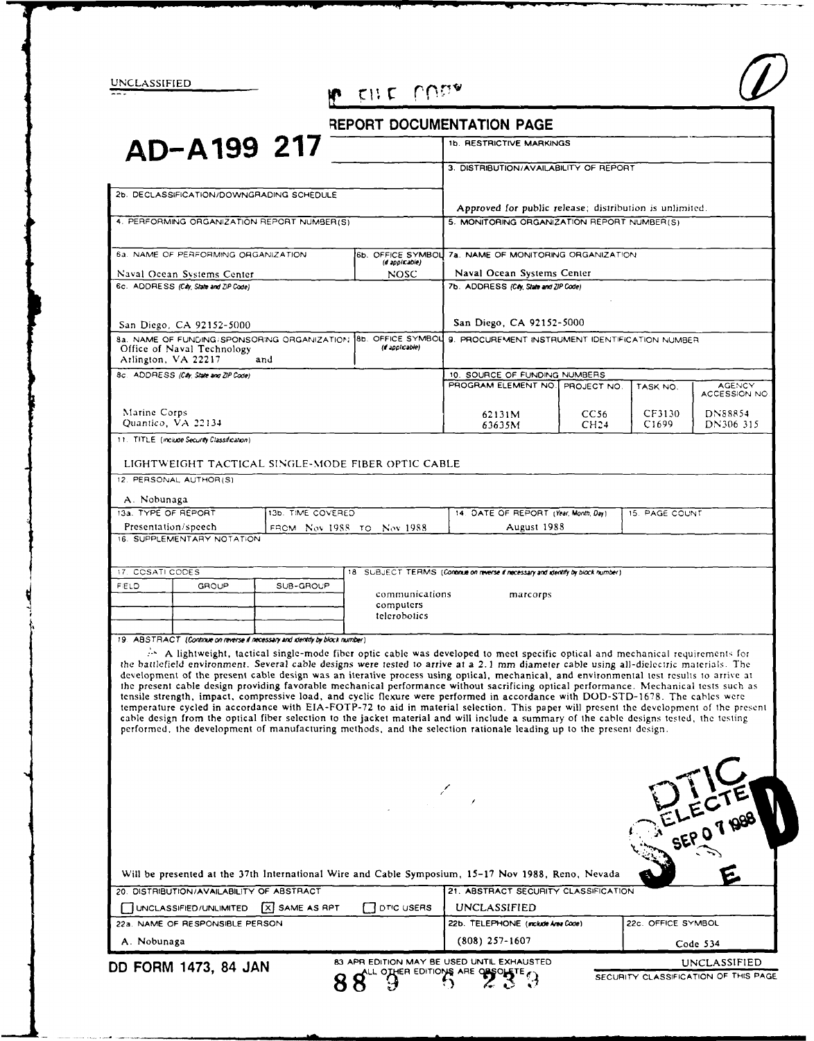UNCLASSIFIED

# AD-A199 217

## REPORT DOCUMENTATION PAGE

| Field | Content |
|---|---|
| 1b. RESTRICTIVE MARKINGS | |
| 2b. DECLASSIFICATION/DOWNGRADING SCHEDULE | |
| 3. DISTRIBUTION/AVAILABILITY OF REPORT | Approved for public release; distribution is unlimited. |
| 4. PERFORMING ORGANIZATION REPORT NUMBER(S) | |
| 5. MONITORING ORGANIZATION REPORT NUMBER(S) | |
| 6a. NAME OF PERFORMING ORGANIZATION | Naval Ocean Systems Center |
| 6b. OFFICE SYMBOL (if applicable) | NOSC |
| 6c. ADDRESS (City, State and ZIP Code) | San Diego, CA 92152-5000 |
| 7a. NAME OF MONITORING ORGANIZATION | Naval Ocean Systems Center |
| 7b. ADDRESS (City, State and ZIP Code) | San Diego, CA 92152-5000 |
| 8a. NAME OF FUNDING/SPONSORING ORGANIZATION | Office of Naval Technology, Arlington, VA 22217 and |
| 8b. OFFICE SYMBOL (if applicable) | |
| 8c. ADDRESS (City, State and ZIP Code) | Marine Corps, Quantico, VA 22134 |
| 9. PROCUREMENT INSTRUMENT IDENTIFICATION NUMBER | |

**10. SOURCE OF FUNDING NUMBERS**

| PROGRAM ELEMENT NO. | PROJECT NO. | TASK NO. | AGENCY ACCESSION NO. |
|---|---|---|---|
| 62131M | CC56 | CF3130 | DN88854 |
| 63635M | CH24 | C1699 | DN306 315 |

**11. TITLE** (Include Security Classification)

LIGHTWEIGHT TACTICAL SINGLE-MODE FIBER OPTIC CABLE

**12. PERSONAL AUTHOR(S)**

A. Nobunaga

| 13a. TYPE OF REPORT | 13b. TIME COVERED | 14. DATE OF REPORT (Year, Month, Day) | 15. PAGE COUNT |
|---|---|---|---|
| Presentation/speech | FROM Nov 1988 TO Nov 1988 | August 1988 | |

**16. SUPPLEMENTARY NOTATION**

**17. COSATI CODES**

| FIELD | GROUP | SUB-GROUP |
|---|---|---|
| | | |

**18. SUBJECT TERMS** (Continue on reverse if necessary and identify by block number)

communications, computers, telerobotics, marcorps

**19. ABSTRACT** (Continue on reverse if necessary and identify by block number)

A lightweight, tactical single-mode fiber optic cable was developed to meet specific optical and mechanical requirements for the battlefield environment. Several cable designs were tested to arrive at a 2.1 mm diameter cable using all-dielectric materials. The development of the present cable design was an iterative process using optical, mechanical, and environmental test results to arrive at the present cable design providing favorable mechanical performance without sacrificing optical performance. Mechanical tests such as tensile strength, impact, compressive load, and cyclic flexure were performed in accordance with DOD-STD-1678. The cables were temperature cycled in accordance with EIA-FOTP-72 to aid in material selection. This paper will present the development of the present cable design from the optical fiber selection to the jacket material and will include a summary of the cable designs tested, the testing performed, the development of manufacturing methods, and the selection rationale leading up to the present design.

Will be presented at the 37th International Wire and Cable Symposium, 15-17 Nov 1988, Reno, Nevada

| 20. DISTRIBUTION/AVAILABILITY OF ABSTRACT | 21. ABSTRACT SECURITY CLASSIFICATION |
|---|---|
| ☐ UNCLASSIFIED/UNLIMITED ☒ SAME AS RPT ☐ DTIC USERS | UNCLASSIFIED |

| 22a. NAME OF RESPONSIBLE PERSON | 22b. TELEPHONE (include Area Code) | 22c. OFFICE SYMBOL |
|---|---|---|
| A. Nobunaga | (808) 257-1607 | Code 534 |

DD FORM 1473, 84 JAN — 83 APR EDITION MAY BE USED UNTIL EXHAUSTED. ALL OTHER EDITIONS ARE OBSOLETE.

UNCLASSIFIED

SECURITY CLASSIFICATION OF THIS PAGE

88 9 6 233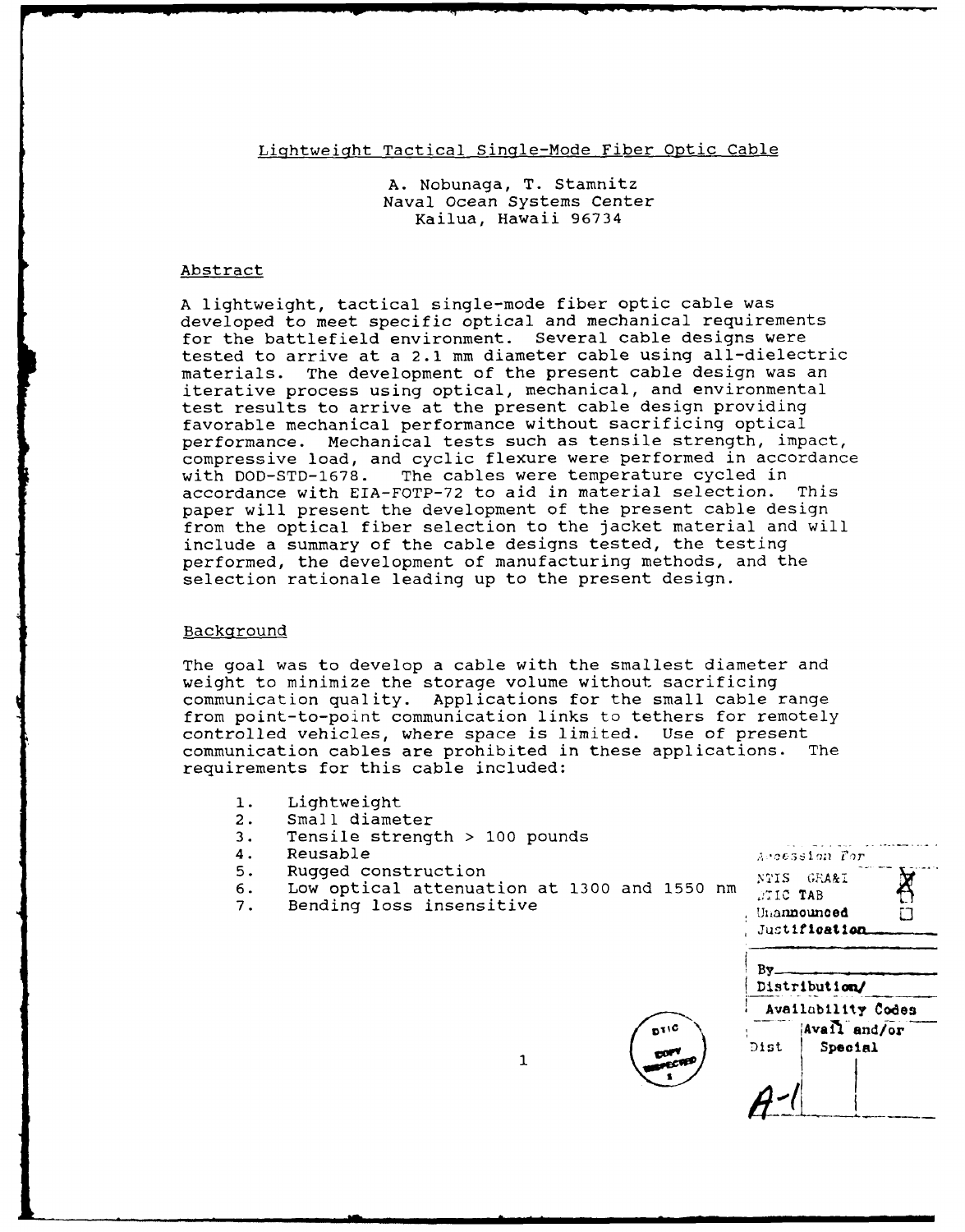## Lightweight Tactical Single-Mode Fiber Optic Cable

A. Nobunaga, T. Stamnitz
Naval Ocean Systems Center
Kailua, Hawaii 96734

### Abstract

A lightweight, tactical single-mode fiber optic cable was developed to meet specific optical and mechanical requirements for the battlefield environment. Several cable designs were tested to arrive at a 2.1 mm diameter cable using all-dielectric materials. The development of the present cable design was an iterative process using optical, mechanical, and environmental test results to arrive at the present cable design providing favorable mechanical performance without sacrificing optical performance. Mechanical tests such as tensile strength, impact, compressive load, and cyclic flexure were performed in accordance with DOD-STD-1678. The cables were temperature cycled in accordance with EIA-FOTP-72 to aid in material selection. This paper will present the development of the present cable design from the optical fiber selection to the jacket material and will include a summary of the cable designs tested, the testing performed, the development of manufacturing methods, and the selection rationale leading up to the present design.

### Background

The goal was to develop a cable with the smallest diameter and weight to minimize the storage volume without sacrificing communication quality. Applications for the small cable range from point-to-point communication links to tethers for remotely controlled vehicles, where space is limited. Use of present communication cables are prohibited in these applications. The requirements for this cable included:

1. Lightweight
2. Small diameter
3. Tensile strength > 100 pounds
4. Reusable
5. Rugged construction
6. Low optical attenuation at 1300 and 1550 nm
7. Bending loss insensitive

| Accession For | |
|---|---|
| NTIS GRA&I | X |
| DTIC TAB | |
| Unannounced | |
| Justification | |
| By | |
| Distribution/ | |
| Availability Codes | |
| Dist | Avail and/or Special |
| A-1 | |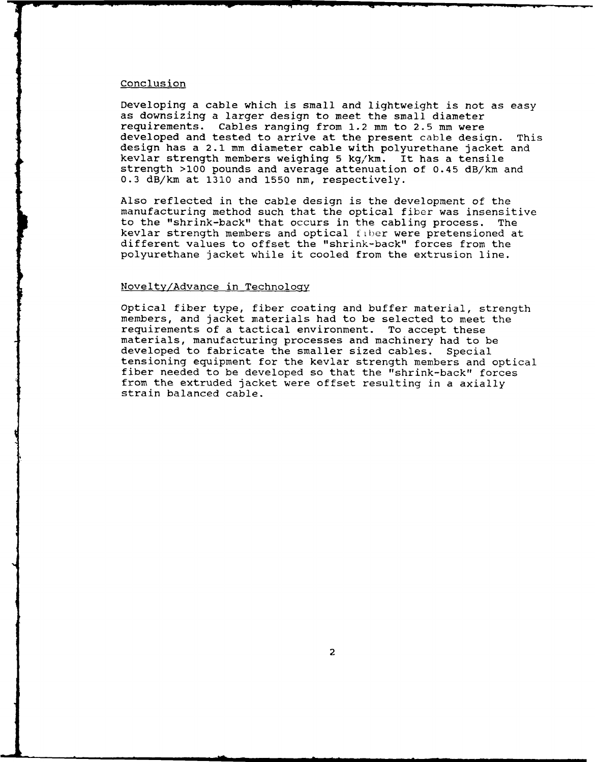## Conclusion

Developing a cable which is small and lightweight is not as easy as downsizing a larger design to meet the small diameter requirements. Cables ranging from 1.2 mm to 2.5 mm were developed and tested to arrive at the present cable design. This design has a 2.1 mm diameter cable with polyurethane jacket and kevlar strength members weighing 5 kg/km. It has a tensile strength >100 pounds and average attenuation of 0.45 dB/km and 0.3 dB/km at 1310 and 1550 nm, respectively.

Also reflected in the cable design is the development of the manufacturing method such that the optical fiber was insensitive to the "shrink-back" that occurs in the cabling process. The kevlar strength members and optical fiber were pretensioned at different values to offset the "shrink-back" forces from the polyurethane jacket while it cooled from the extrusion line.

## Novelty/Advance in Technology

Optical fiber type, fiber coating and buffer material, strength members, and jacket materials had to be selected to meet the requirements of a tactical environment. To accept these materials, manufacturing processes and machinery had to be developed to fabricate the smaller sized cables. Special tensioning equipment for the kevlar strength members and optical fiber needed to be developed so that the "shrink-back" forces from the extruded jacket were offset resulting in a axially strain balanced cable.